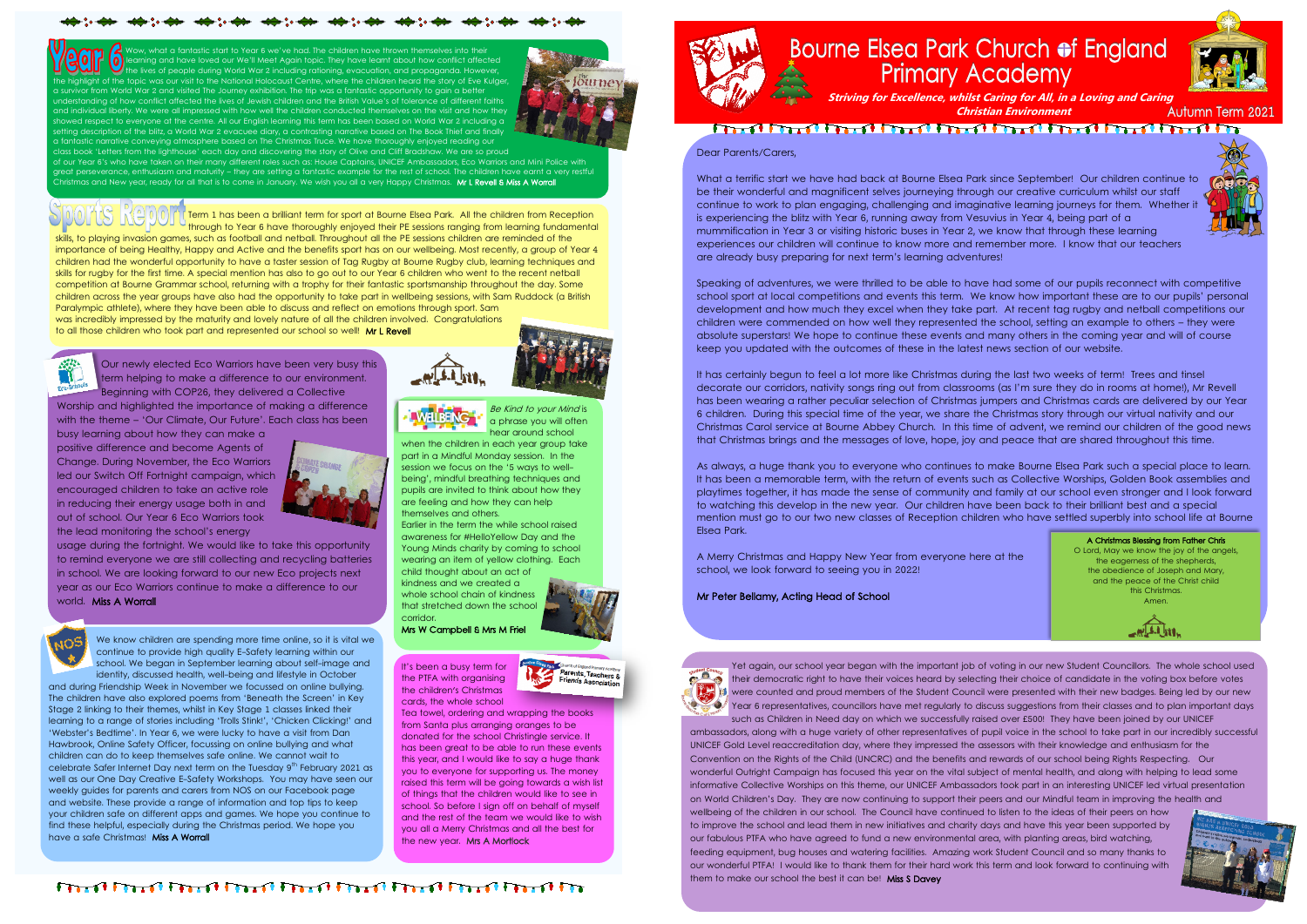# Bourne Elsea Park Church of England Primary Academy

*Striving for Excellence, whilst Caring for All, in a Loving and Caring Christian Environment*

Autumn Term 2021

Dear Parents/Carers,

What a terrific start we have had back at Bourne Elsea Park since September! Our children continue to be their wonderful and magnificent selves journeying through our creative curriculum whilst our staff continue to work to plan engaging, challenging and imaginative learning journeys for them. Whether it is experiencing the blitz with Year 6, running away from Vesuvius in Year 4, being part of a mummification in Year 3 or visiting historic buses in Year 2, we know that through these learning experiences our children will continue to know more and remember more. I know that our teachers are already busy preparing for next term's learning adventures!

Speaking of adventures, we were thrilled to be able to have had some of our pupils reconnect with competitive school sport at local competitions and events this term. We know how important these are to our pupils' personal development and how much they excel when they take part. At recent tag rugby and netball competitions our children were commended on how well they represented the school, setting an example to others – they were absolute superstars! We hope to continue these events and many others in the coming year and will of course keep you updated with the outcomes of these in the latest news section of our website.

It has certainly begun to feel a lot more like Christmas during the last two weeks of term! Trees and tinsel decorate our corridors, nativity songs ring out from classrooms (as I'm sure they do in rooms at home!), Mr Revell has been wearing a rather peculiar selection of Christmas jumpers and Christmas cards are delivered by our Year 6 children. During this special time of the year, we share the Christmas story through our virtual nativity and our Christmas Carol service at Bourne Abbey Church. In this time of advent, we remind our children of the good news that Christmas brings and the messages of love, hope, joy and peace that are shared throughout this time.

As always, a huge thank you to everyone who continues to make Bourne Elsea Park such a special place to learn. It has been a memorable term, with the return of events such as Collective Worships, Golden Book assemblies and playtimes together, it has made the sense of community and family at our school even stronger and I look forward to watching this develop in the new year. Our children have been back to their brilliant best and a special mention must go to our two new classes of Reception children who have settled superbly into school life at Bourne Elsea Park.

A Merry Christmas and Happy New Year from everyone here at the school, we look forward to seeing you in 2022!

**Mr Peter Bellamy, Acting Head of School**

**A Christmas Blessing from Father Chris**

O Lord, May we know the joy of the angels,
the eagerness of the shepherds,
the obedience of Joseph and Mary,
and the peace of the Christ child
this Christmas.
Amen.

## Year 6

Wow, what a fantastic start to Year 6 we've had. The children have thrown themselves into their learning and have loved our We'll Meet Again topic. They have learnt about how conflict affected the lives of people during World War 2 including rationing, evacuation, and propaganda. However, the highlight of the topic was our visit to the National Holocaust Centre, where the children heard the story of Eve Kugler, a survivor from World War 2 and visited The Journey exhibition. The trip was a fantastic opportunity to gain a better understanding of how conflict affected the lives of Jewish children and the British Value's of tolerance of different faiths and individual liberty. We were all impressed with how well the children conducted themselves on the visit and how they showed respect to everyone at the centre. All our English learning this term has been based on World War 2 including a setting description of the blitz, a World War 2 evacuee diary, a contrasting narrative based on The Book Thief and finally a fantastic narrative conveying atmosphere based on The Christmas Truce. We have thoroughly enjoyed reading our class book 'Letters from the lighthouse' each day and discovering the story of Olive and Cliff Bradshaw. We are so proud of our Year 6's who have taken on their many different roles such as: House Captains, UNICEF Ambassadors, Eco Warriors and Mini Police with great perseverance, enthusiasm and maturity – they are setting a fantastic example for the rest of school. The children have earnt a very restful Christmas and New year, ready for all that is to come in January. We wish you all a very Happy Christmas. **Mr L Revell & Miss A Worrall**

## Sports Report

Term 1 has been a brilliant term for sport at Bourne Elsea Park. All the children from Reception through to Year 6 have thoroughly enjoyed their PE sessions ranging from learning fundamental skills, to playing invasion games, such as football and netball. Throughout all the PE sessions children are reminded of the importance of being Healthy, Happy and Active and the benefits sport has on our wellbeing. Most recently, a group of Year 4 children had the wonderful opportunity to have a taster session of Tag Rugby at Bourne Rugby club, learning techniques and skills for rugby for the first time. A special mention has also to go out to our Year 6 children who went to the recent netball competition at Bourne Grammar school, returning with a trophy for their fantastic sportsmanship throughout the day. Some children across the year groups have also had the opportunity to take part in wellbeing sessions, with Sam Ruddock (a British Paralympic athlete), where they have been able to discuss and reflect on emotions through sport. Sam was incredibly impressed by the maturity and lovely nature of all the children involved. Congratulations to all those children who took part and represented our school so well! **Mr L Revell**

Our newly elected Eco Warriors have been very busy this term helping to make a difference to our environment. Beginning with COP26, they delivered a Collective Worship and highlighted the importance of making a difference with the theme – 'Our Climate, Our Future'. Each class has been busy learning about how they can make a positive difference and become Agents of Change. During November, the Eco Warriors led our Switch Off Fortnight campaign, which encouraged children to take an active role in reducing their energy usage both in and out of school. Our Year 6 Eco Warriors took the lead monitoring the school's energy usage during the fortnight. We would like to take this opportunity to remind everyone we are still collecting and recycling batteries in school. We are looking forward to our new Eco projects next year as our Eco Warriors continue to make a difference to our world. **Miss A Worrall**

*Be Kind to your Mind* is a phrase you will often hear around school when the children in each year group take part in a Mindful Monday session. In the session we focus on the '5 ways to well-being', mindful breathing techniques and pupils are invited to think about how they are feeling and how they can help themselves and others. Earlier in the term the whole school raised awareness for #HelloYellow Day and the Young Minds charity by coming to school wearing an item of yellow clothing. Each child thought about an act of kindness and we created a whole school chain of kindness that stretched down the school corridor.
**Mrs W Campbell & Mrs M Friel**

We know children are spending more time online, so it is vital we continue to provide high quality E-Safety learning within our school. We began in September learning about self-image and identity, discussed health, well-being and lifestyle in October and during Friendship Week in November we focussed on online bullying. The children have also explored poems from 'Beneath the Screen' in Key Stage 2 linking to their themes, whilst in Key Stage 1 classes linked their learning to a range of stories including 'Trolls Stink!', 'Chicken Clicking!' and 'Webster's Bedtime'. In Year 6, we were lucky to have a visit from Dan Hawbrook, Online Safety Officer, focussing on online bullying and what children can do to keep themselves safe online. We cannot wait to celebrate Safer Internet Day next term on the Tuesday 9th February 2021 as well as our One Day Creative E-Safety Workshops. You may have seen our weekly guides for parents and carers from NOS on our Facebook page and website. These provide a range of information and top tips to keep your children safe on different apps and games. We hope you continue to find these helpful, especially during the Christmas period. We hope you have a safe Christmas! **Miss A Worrall**

It's been a busy term for the PTFA with organising the children's Christmas cards, the whole school Tea towel, ordering and wrapping the books from Santa plus arranging oranges to be donated for the school Christingle service. It has been great to be able to run these events this year, and I would like to say a huge thank you to everyone for supporting us. The money raised this term will be going towards a wish list of things that the children would like to see in school. So before I sign off on behalf of myself and the rest of the team we would like to wish you all a Merry Christmas and all the best for the new year. **Mrs A Mortlock**

Yet again, our school year began with the important job of voting in our new Student Councillors. The whole school used their democratic right to have their voices heard by selecting their choice of candidate in the voting box before votes were counted and proud members of the Student Council were presented with their new badges. Being led by our new Year 6 representatives, councillors have met regularly to discuss suggestions from their classes and to plan important days such as Children in Need day on which we successfully raised over £500! They have been joined by our UNICEF ambassadors, along with a huge variety of other representatives of pupil voice in the school to take part in our incredibly successful UNICEF Gold Level reaccreditation day, where they impressed the assessors with their knowledge and enthusiasm for the Convention on the Rights of the Child (UNCRC) and the benefits and rewards of our school being Rights Respecting. Our wonderful Outright Campaign has focused this year on the vital subject of mental health, and along with helping to lead some informative Collective Worships on this theme, our UNICEF Ambassadors took part in an interesting UNICEF led virtual presentation on World Children's Day. They are now continuing to support their peers and our Mindful team in improving the health and wellbeing of the children in our school. The Council have continued to listen to the ideas of their peers on how to improve the school and lead them in new initiatives and charity days and have this year been supported by our fabulous PTFA who have agreed to fund a new environmental area, with planting areas, bird watching, feeding equipment, bug houses and watering facilities. Amazing work Student Council and so many thanks to our wonderful PTFA! I would like to thank them for their hard work this term and look forward to continuing with them to make our school the best it can be! **Miss S Davey**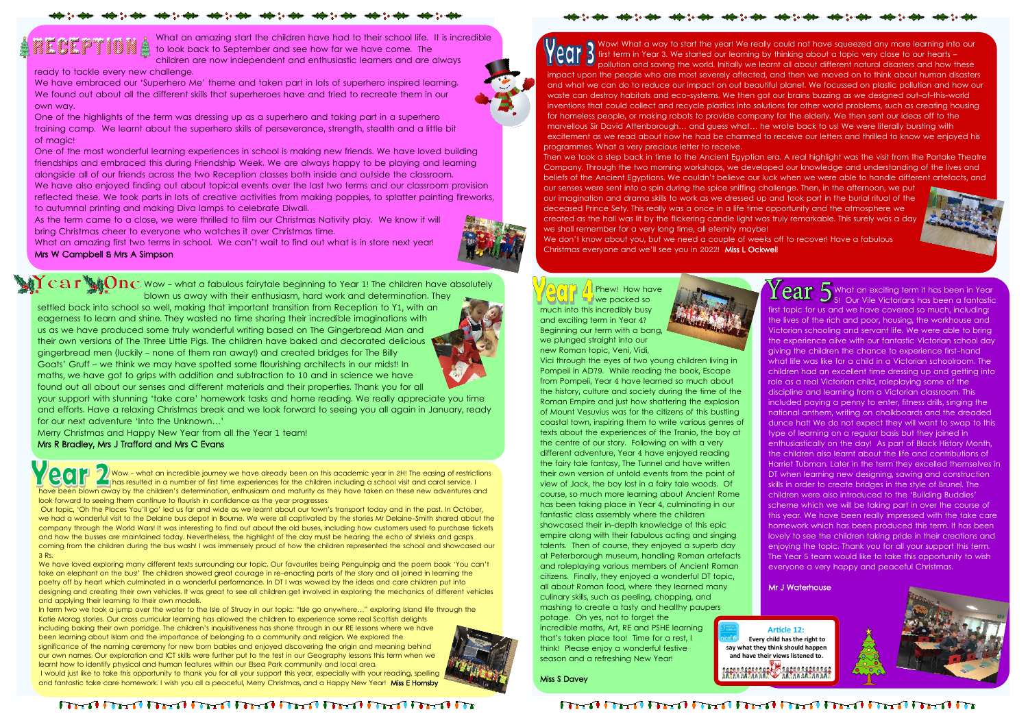## Reception

What an amazing start the children have had to their school life. It is incredible to look back to September and see how far we have come. The children are now independent and enthusiastic learners and are always ready to tackle every new challenge.

We have embraced our 'Superhero Me' theme and taken part in lots of superhero inspired learning. We found out about all the different skills that superheroes have and tried to recreate them in our own way.

One of the highlights of the term was dressing up as a superhero and taking part in a superhero training camp. We learnt about the superhero skills of perseverance, strength, stealth and a little bit of magic!

One of the most wonderful learning experiences in school is making new friends. We have loved building friendships and embraced this during Friendship Week. We are always happy to be playing and learning alongside all of our friends across the two Reception classes both inside and outside the classroom.

We have also enjoyed finding out about topical events over the last two terms and our classroom provision reflected these. We took parts in lots of creative activities from making poppies, to splatter painting fireworks, to autumnal printing and making Diva lamps to celebrate Diwali.

As the term came to a close, we were thrilled to film our Christmas Nativity play. We know it will bring Christmas cheer to everyone who watches it over Christmas time.

What an amazing first two terms in school. We can't wait to find out what is in store next year!

**Mrs W Campbell & Mrs A Simpson**

## Year One

Wow – what a fabulous fairytale beginning to Year 1! The children have absolutely blown us away with their enthusiasm, hard work and determination. They settled back into school so well, making that important transition from Reception to Y1, with an eagerness to learn and shine. They wasted no time sharing their incredible imaginations with us as we have produced some truly wonderful writing based on The Gingerbread Man and their own versions of The Three Little Pigs. The children have baked and decorated delicious gingerbread men (luckily – none of them ran away!) and created bridges for The Billy Goats' Gruff – we think we may have spotted some flourishing architects in our midst! In maths, we have got to grips with addition and subtraction to 10 and in science we have found out all about our senses and different materials and their properties. Thank you for all your support with stunning 'take care' homework tasks and home reading. We really appreciate you time and efforts. Have a relaxing Christmas break and we look forward to seeing you all again in January, ready for our next adventure 'Into the Unknown…'

Merry Christmas and Happy New Year from all the Year 1 team!

**Mrs R Bradley, Mrs J Trafford and Mrs C Evans**

## Year 2

Wow – what an incredible journey we have already been on this academic year in 2H! The easing of restrictions has resulted in a number of first time experiences for the children including a school visit and carol service. I have been blown away by the children's determination, enthusiasm and maturity as they have taken on these new adventures and look forward to seeing them continue to flourish in confidence as the year progresses.

Our topic, 'Oh the Places You'll go' led us far and wide as we learnt about our town's transport today and in the past. In October, we had a wonderful visit to the Delaine bus depot in Bourne. We were all captivated by the stories Mr Delaine-Smith shared about the company through the World Wars! It was interesting to find out about the old buses, including how customers used to purchase tickets and how the busses are maintained today. Nevertheless, the highlight of the day must be hearing the echo of shrieks and gasps coming from the children during the bus wash! I was immensely proud of how the children represented the school and showcased our 3 Rs.

We have loved exploring many different texts surrounding our topic. Our favourites being Penguinpig and the poem book 'You can't take an elephant on the bus!' The children showed great courage in re-enacting parts of the story and all joined in learning the poetry off by heart which culminated in a wonderful performance. In DT I was wowed by the ideas and care children put into designing and creating their own vehicles. It was great to see all children get involved in exploring the mechanics of different vehicles and applying their learning to their own models.

In term two we took a jump over the water to the Isle of Struay in our topic: "Isle go anywhere…" exploring island life through the Katie Morag stories. Our cross curricular learning has allowed the children to experience some real Scottish delights including baking their own porridge. The children's inquisitiveness has shone through in our RE lessons where we have been learning about Islam and the importance of belonging to a community and religion. We explored the significance of the naming ceremony for new born babies and enjoyed discovering the origin and meaning behind our own names. Our exploration and ICT skills were further put to the test in our Geography lessons this term when we learnt how to identify physical and human features within our Elsea Park community and local area.

I would just like to take this opportunity to thank you for all your support this year, especially with your reading, spelling and fantastic take care homework. I wish you all a peaceful, Merry Christmas, and a Happy New Year! **Miss E Hornsby**

## Year 3

Wow! What a way to start the year! We really could not have squeezed any more learning into our first term in Year 3. We started our learning by thinking about a topic very close to our hearts – pollution and saving the world. Initially we learnt all about different natural disasters and how these impact upon the people who are most severely affected, and then we moved on to think about human disasters and what we can do to reduce our impact on out beautiful planet. We focussed on plastic pollution and how our waste can destroy habitats and eco-systems. We then got our brains buzzing as we designed out-of-this-world inventions that could collect and recycle plastics into solutions for other world problems, such as creating housing for homeless people, or making robots to provide company for the elderly. We then sent our ideas off to the marvellous Sir David Attenborough… and guess what… he wrote back to us! We were literally bursting with excitement as we read about how he had be charmed to receive our letters and thrilled to know we enjoyed his programmes. What a very precious letter to receive.

Then we took a step back in time to the Ancient Egyptian era. A real highlight was the visit from the Partake Theatre Company. Through the two morning workshops, we developed our knowledge and understanding of the lives and beliefs of the Ancient Egyptians. We couldn't believe our luck when we were able to handle different artefacts, and our senses were sent into a spin during the spice sniffing challenge. Then, in the afternoon, we put our imagination and drama skills to work as we dressed up and took part in the burial ritual of the deceased Prince Sety. This really was a once in a life time opportunity and the atmosphere we created as the hall was lit by the flickering candle light was truly remarkable. This surely was a day we shall remember for a very long time, all eternity maybe!

We don't know about you, but we need a couple of weeks off to recover! Have a fabulous Christmas everyone and we'll see you in 2022! **Miss L Ockwell**

## Year 4

Phew! How have we packed so much into this incredibly busy and exciting term in Year 4? Beginning our term with a bang, we plunged straight into our new Roman topic, Veni, Vidi, Vici through the eyes of two young children living in Pompeii in AD79. While reading the book, Escape from Pompeii, Year 4 have learned so much about the history, culture and society during the time of the Roman Empire and just how shattering the explosion of Mount Vesuvius was for the citizens of this bustling coastal town, inspiring them to write various genres of texts about the experiences of the Tranio, the boy at the centre of our story. Following on with a very different adventure, Year 4 have enjoyed reading the fairy tale fantasy, The Tunnel and have written their own version of untold events from the point of view of Jack, the boy lost in a fairy tale woods. Of course, so much more learning about Ancient Rome has been taking place in Year 4, culminating in our fantastic class assembly where the children showcased their in-depth knowledge of this epic empire along with their fabulous acting and singing talents. Then of course, they enjoyed a superb day at Peterborough museum, handling Roman artefacts and roleplaying various members of Ancient Roman citizens. Finally, they enjoyed a wonderful DT topic, all about Roman food, where they learned many culinary skills, such as peeling, chopping, and mashing to create a tasty and healthy paupers potage. Oh yes, not to forget the incredible maths, Art, RE and PSHE learning that's taken place too! Time for a rest, I think! Please enjoy a wonderful festive season and a refreshing New Year!

**Miss S Davey**

## Year 5

What an exciting term it has been in Year 5! Our Vile Victorians has been a fantastic first topic for us and we have covered so much, including: the lives of the rich and poor, housing, the workhouse and Victorian schooling and servant life. We were able to bring the experience alive with our fantastic Victorian school day giving the children the chance to experience first-hand what life was like for a child in a Victorian schoolroom. The children had an excellent time dressing up and getting into role as a real Victorian child, roleplaying some of the discipline and learning from a Victorian classroom. This included paying a penny to enter, fitness drills, singing the national anthem, writing on chalkboards and the dreaded dunce hat! We do not expect they will want to swap to this type of learning on a regular basis but they joined in enthusiastically on the day! As part of Black History Month, the children also learnt about the life and contributions of Harriet Tubman. Later in the term they excelled themselves in DT when learning new designing, sawing and construction skills in order to create bridges in the style of Brunel. The children were also introduced to the 'Building Buddies' scheme which we will be taking part in over the course of this year. We have been really impressed with the take care homework which has been produced this term. It has been lovely to see the children taking pride in their creations and enjoying the topic. Thank you for all your support this term. The Year 5 team would like to take this opportunity to wish everyone a very happy and peaceful Christmas.

**Mr J Waterhouse**

**Article 12:**
Every child has the right to say what they think should happen and have their views listened to.